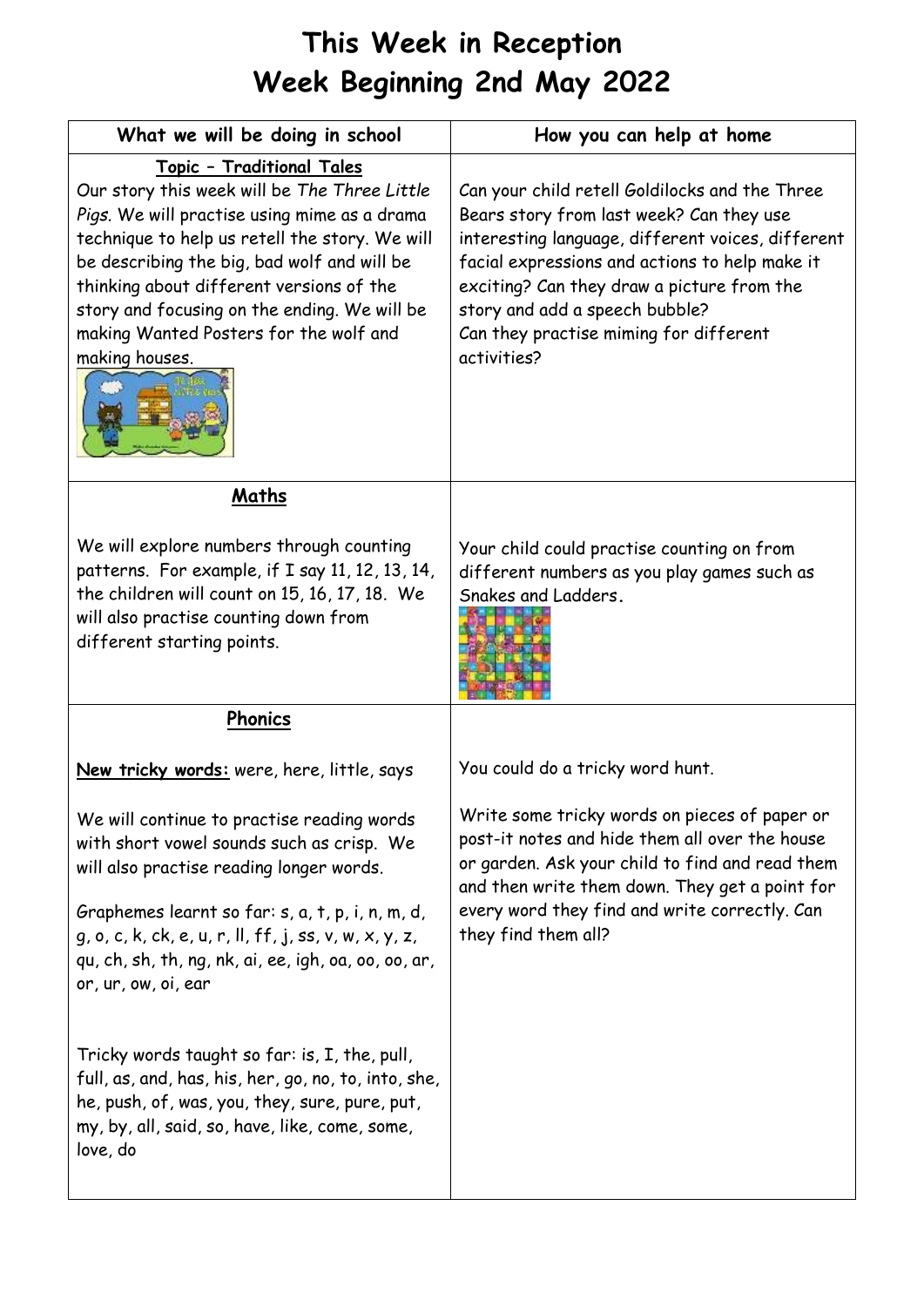# This Week in Reception
# Week Beginning 2nd May 2022

| What we will be doing in school | How you can help at home |
|---|---|
| **Topic – Traditional Tales**<br>Our story this week will be *The Three Little Pigs*. We will practise using mime as a drama technique to help us retell the story. We will be describing the big, bad wolf and will be thinking about different versions of the story and focusing on the ending. We will be making Wanted Posters for the wolf and making houses. | Can your child retell Goldilocks and the Three Bears story from last week? Can they use interesting language, different voices, different facial expressions and actions to help make it exciting? Can they draw a picture from the story and add a speech bubble?<br>Can they practise miming for different activities? |
| **Maths**<br><br>We will explore numbers through counting patterns. For example, if I say 11, 12, 13, 14, the children will count on 15, 16, 17, 18. We will also practise counting down from different starting points. | Your child could practise counting on from different numbers as you play games such as Snakes and Ladders. |
| **Phonics**<br><br>**New tricky words:** were, here, little, says<br><br>We will continue to practise reading words with short vowel sounds such as crisp. We will also practise reading longer words.<br><br>Graphemes learnt so far: s, a, t, p, i, n, m, d, g, o, c, k, ck, e, u, r, ll, ff, j, ss, v, w, x, y, z, qu, ch, sh, th, ng, nk, ai, ee, igh, oa, oo, oo, ar, or, ur, ow, oi, ear<br><br>Tricky words taught so far: is, I, the, pull, full, as, and, has, his, her, go, no, to, into, she, he, push, of, was, you, they, sure, pure, put, my, by, all, said, so, have, like, come, some, love, do | You could do a tricky word hunt.<br><br>Write some tricky words on pieces of paper or post-it notes and hide them all over the house or garden. Ask your child to find and read them and then write them down. They get a point for every word they find and write correctly. Can they find them all? |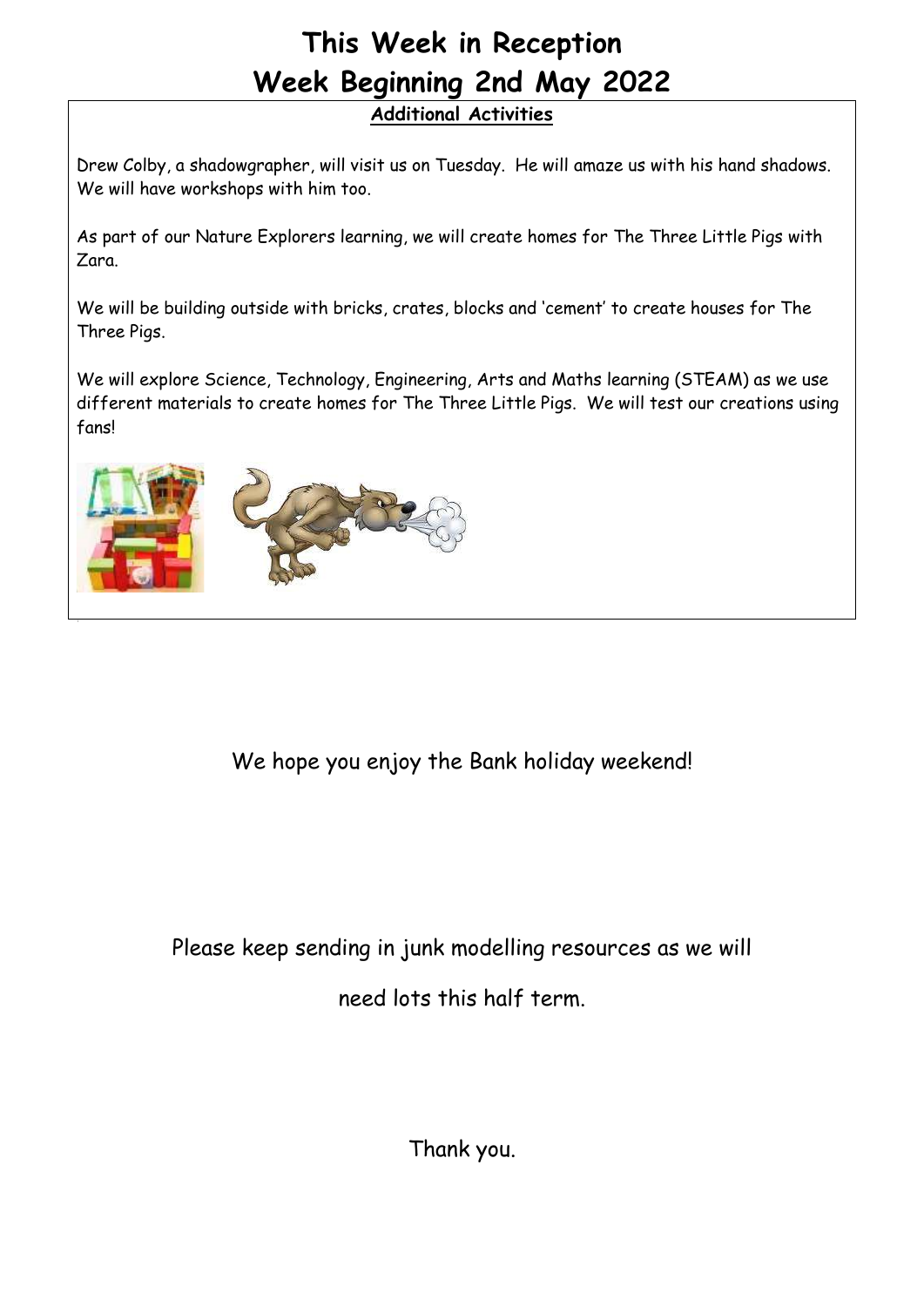# This Week in Reception
# Week Beginning 2nd May 2022

**Additional Activities**

Drew Colby, a shadowgrapher, will visit us on Tuesday. He will amaze us with his hand shadows. We will have workshops with him too.

As part of our Nature Explorers learning, we will create homes for The Three Little Pigs with Zara.

We will be building outside with bricks, crates, blocks and 'cement' to create houses for The Three Pigs.

We will explore Science, Technology, Engineering, Arts and Maths learning (STEAM) as we use different materials to create homes for The Three Little Pigs. We will test our creations using fans!

We hope you enjoy the Bank holiday weekend!

Please keep sending in junk modelling resources as we will need lots this half term.

Thank you.